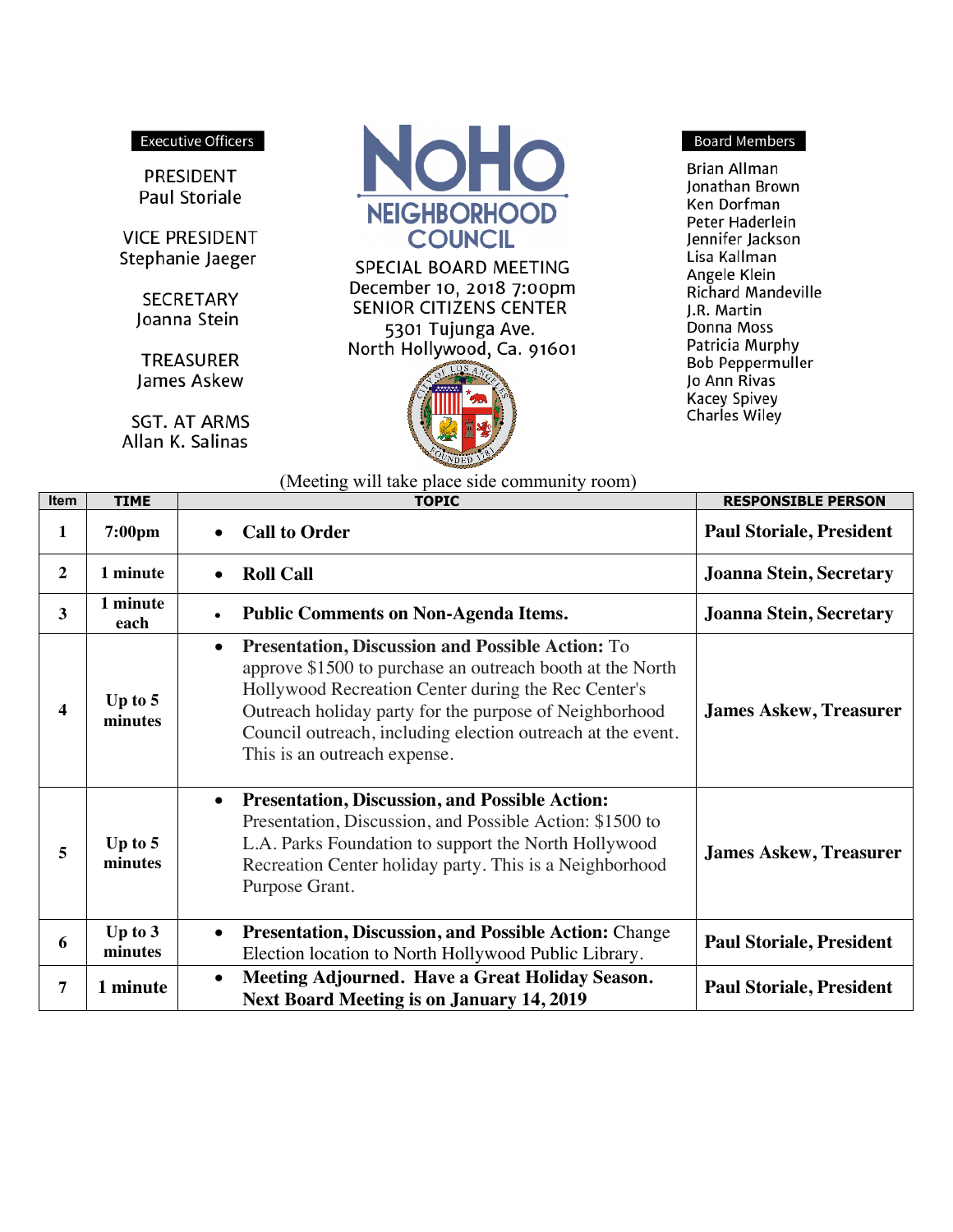**Executive Officers**

PRESIDENT
Paul Storiale

VICE PRESIDENT
Stephanie Jaeger

SECRETARY
Joanna Stein

TREASURER
James Askew

SGT. AT ARMS
Allan K. Salinas

# NoHo NEIGHBORHOOD COUNCIL

## SPECIAL BOARD MEETING

December 10, 2018 7:00pm
SENIOR CITIZENS CENTER
5301 Tujunga Ave.
North Hollywood, Ca. 91601

**Board Members**

Brian Allman
Jonathan Brown
Ken Dorfman
Peter Haderlein
Jennifer Jackson
Lisa Kallman
Angele Klein
Richard Mandeville
J.R. Martin
Donna Moss
Patricia Murphy
Bob Peppermuller
Jo Ann Rivas
Kacey Spivey
Charles Wiley

(Meeting will take place side community room)

| Item | TIME | TOPIC | RESPONSIBLE PERSON |
|---|---|---|---|
| 1 | 7:00pm | • **Call to Order** | **Paul Storiale, President** |
| 2 | 1 minute | • **Roll Call** | **Joanna Stein, Secretary** |
| 3 | 1 minute each | • **Public Comments on Non-Agenda Items.** | **Joanna Stein, Secretary** |
| 4 | Up to 5 minutes | • **Presentation, Discussion and Possible Action:** To approve $1500 to purchase an outreach booth at the North Hollywood Recreation Center during the Rec Center's Outreach holiday party for the purpose of Neighborhood Council outreach, including election outreach at the event. This is an outreach expense. | **James Askew, Treasurer** |
| 5 | Up to 5 minutes | • **Presentation, Discussion, and Possible Action:** Presentation, Discussion, and Possible Action: $1500 to L.A. Parks Foundation to support the North Hollywood Recreation Center holiday party. This is a Neighborhood Purpose Grant. | **James Askew, Treasurer** |
| 6 | Up to 3 minutes | • **Presentation, Discussion, and Possible Action:** Change Election location to North Hollywood Public Library. | **Paul Storiale, President** |
| 7 | 1 minute | • **Meeting Adjourned. Have a Great Holiday Season. Next Board Meeting is on January 14, 2019** | **Paul Storiale, President** |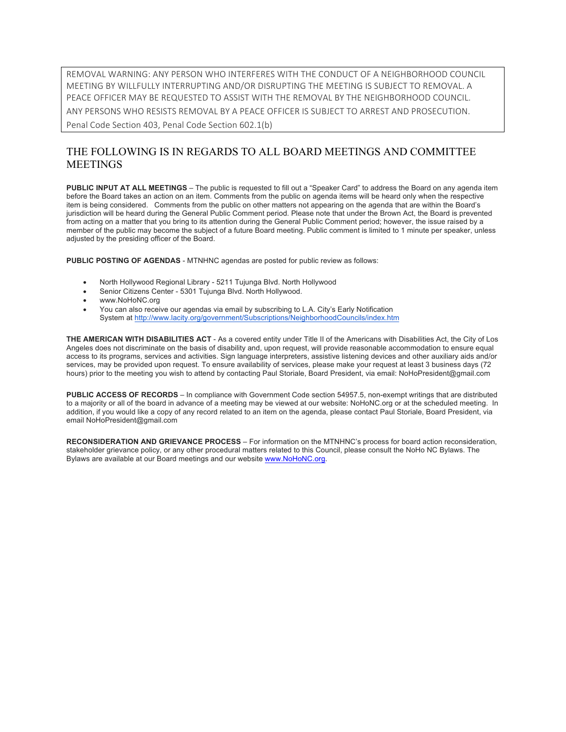REMOVAL WARNING: ANY PERSON WHO INTERFERES WITH THE CONDUCT OF A NEIGHBORHOOD COUNCIL MEETING BY WILLFULLY INTERRUPTING AND/OR DISRUPTING THE MEETING IS SUBJECT TO REMOVAL. A PEACE OFFICER MAY BE REQUESTED TO ASSIST WITH THE REMOVAL BY THE NEIGHBORHOOD COUNCIL. ANY PERSONS WHO RESISTS REMOVAL BY A PEACE OFFICER IS SUBJECT TO ARREST AND PROSECUTION. Penal Code Section 403, Penal Code Section 602.1(b)

## THE FOLLOWING IS IN REGARDS TO ALL BOARD MEETINGS AND COMMITTEE MEETINGS

**PUBLIC INPUT AT ALL MEETINGS** – The public is requested to fill out a "Speaker Card" to address the Board on any agenda item before the Board takes an action on an item. Comments from the public on agenda items will be heard only when the respective item is being considered. Comments from the public on other matters not appearing on the agenda that are within the Board's jurisdiction will be heard during the General Public Comment period. Please note that under the Brown Act, the Board is prevented from acting on a matter that you bring to its attention during the General Public Comment period; however, the issue raised by a member of the public may become the subject of a future Board meeting. Public comment is limited to 1 minute per speaker, unless adjusted by the presiding officer of the Board.

**PUBLIC POSTING OF AGENDAS** - MTNHNC agendas are posted for public review as follows:

- North Hollywood Regional Library - 5211 Tujunga Blvd. North Hollywood
- Senior Citizens Center - 5301 Tujunga Blvd. North Hollywood.
- www.NoHoNC.org
- You can also receive our agendas via email by subscribing to L.A. City's Early Notification System at http://www.lacity.org/government/Subscriptions/NeighborhoodCouncils/index.htm

**THE AMERICAN WITH DISABILITIES ACT** - As a covered entity under Title II of the Americans with Disabilities Act, the City of Los Angeles does not discriminate on the basis of disability and, upon request, will provide reasonable accommodation to ensure equal access to its programs, services and activities. Sign language interpreters, assistive listening devices and other auxiliary aids and/or services, may be provided upon request. To ensure availability of services, please make your request at least 3 business days (72 hours) prior to the meeting you wish to attend by contacting Paul Storiale, Board President, via email: NoHoPresident@gmail.com

**PUBLIC ACCESS OF RECORDS** – In compliance with Government Code section 54957.5, non-exempt writings that are distributed to a majority or all of the board in advance of a meeting may be viewed at our website: NoHoNC.org or at the scheduled meeting. In addition, if you would like a copy of any record related to an item on the agenda, please contact Paul Storiale, Board President, via email NoHoPresident@gmail.com

**RECONSIDERATION AND GRIEVANCE PROCESS** – For information on the MTNHNC's process for board action reconsideration, stakeholder grievance policy, or any other procedural matters related to this Council, please consult the NoHo NC Bylaws. The Bylaws are available at our Board meetings and our website www.NoHoNC.org.